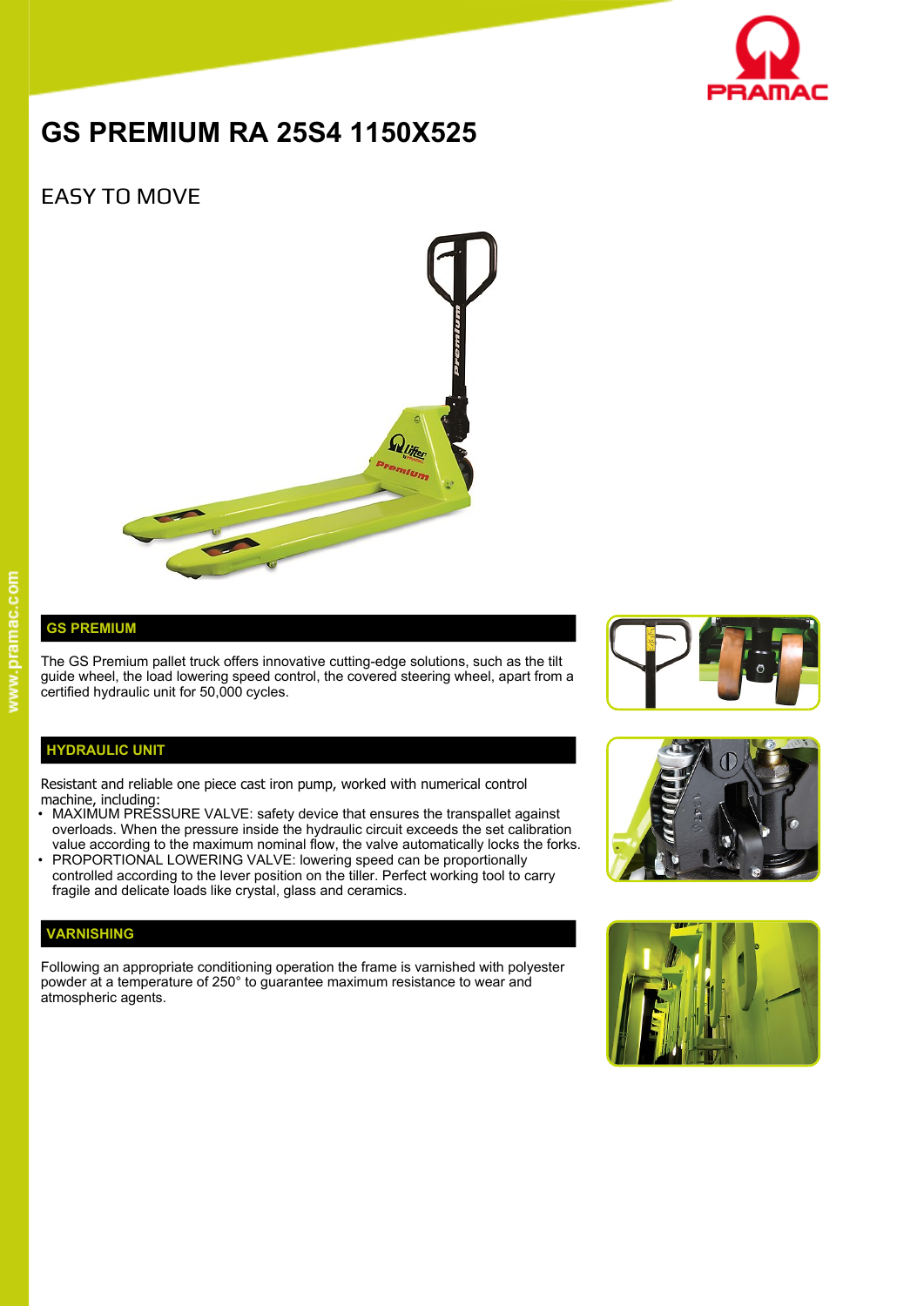# GS PREMIUM RA 25S4 1150X525

## EASY TO MOVE

### GS PREMIUM

The GS Premium pallet truck offers innovative cutting-edge solutions, such as the tilt guide wheel, the load lowering speed control, the covered steering wheel, apart from a certified hydraulic unit for 50,000 cycles.

### HYDRAULIC UNIT

Resistant and reliable one piece cast iron pump, worked with numerical control machine, including:

- MAXIMUM PRESSURE VALVE: safety device that ensures the transpallet against overloads. When the pressure inside the hydraulic circuit exceeds the set calibration value according to the maximum nominal flow, the valve automatically locks the forks.
- PROPORTIONAL LOWERING VALVE: lowering speed can be proportionally controlled according to the lever position on the tiller. Perfect working tool to carry fragile and delicate loads like crystal, glass and ceramics.

### VARNISHING

Following an appropriate conditioning operation the frame is varnished with polyester powder at a temperature of 250° to guarantee maximum resistance to wear and atmospheric agents.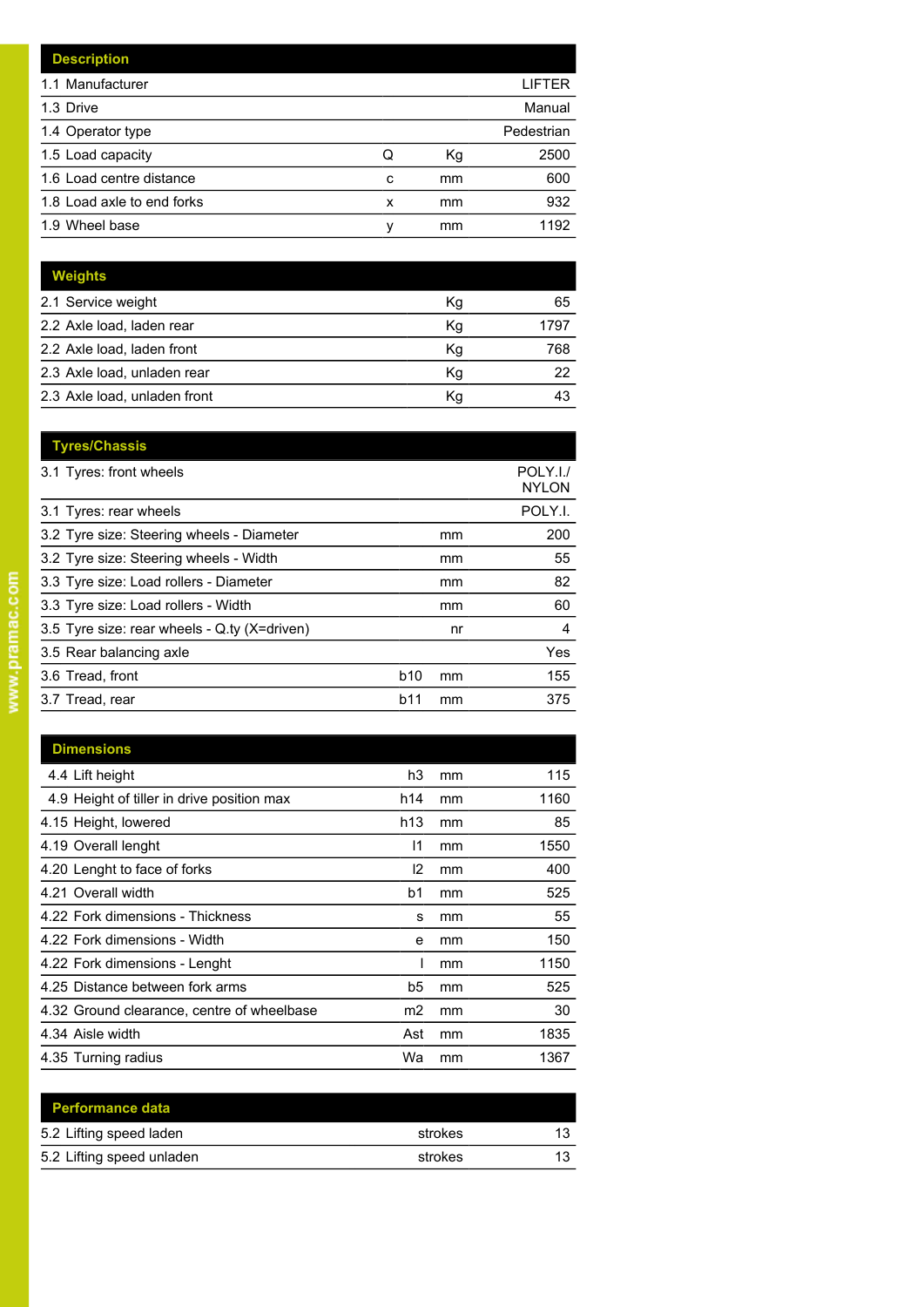| Description | | | |
|---|---|---|---|
| 1.1 Manufacturer | | | LIFTER |
| 1.3 Drive | | | Manual |
| 1.4 Operator type | | | Pedestrian |
| 1.5 Load capacity | Q | Kg | 2500 |
| 1.6 Load centre distance | c | mm | 600 |
| 1.8 Load axle to end forks | x | mm | 932 |
| 1.9 Wheel base | y | mm | 1192 |

| Weights | | | |
|---|---|---|---|
| 2.1 Service weight | | Kg | 65 |
| 2.2 Axle load, laden rear | | Kg | 1797 |
| 2.2 Axle load, laden front | | Kg | 768 |
| 2.3 Axle load, unladen rear | | Kg | 22 |
| 2.3 Axle load, unladen front | | Kg | 43 |

| Tyres/Chassis | | | |
|---|---|---|---|
| 3.1 Tyres: front wheels | | | POLY.I./ NYLON |
| 3.1 Tyres: rear wheels | | | POLY.I. |
| 3.2 Tyre size: Steering wheels - Diameter | | mm | 200 |
| 3.2 Tyre size: Steering wheels - Width | | mm | 55 |
| 3.3 Tyre size: Load rollers - Diameter | | mm | 82 |
| 3.3 Tyre size: Load rollers - Width | | mm | 60 |
| 3.5 Tyre size: rear wheels - Q.ty (X=driven) | | nr | 4 |
| 3.5 Rear balancing axle | | | Yes |
| 3.6 Tread, front | b10 | mm | 155 |
| 3.7 Tread, rear | b11 | mm | 375 |

| Dimensions | | | |
|---|---|---|---|
| 4.4 Lift height | h3 | mm | 115 |
| 4.9 Height of tiller in drive position max | h14 | mm | 1160 |
| 4.15 Height, lowered | h13 | mm | 85 |
| 4.19 Overall lenght | l1 | mm | 1550 |
| 4.20 Lenght to face of forks | l2 | mm | 400 |
| 4.21 Overall width | b1 | mm | 525 |
| 4.22 Fork dimensions - Thickness | s | mm | 55 |
| 4.22 Fork dimensions - Width | e | mm | 150 |
| 4.22 Fork dimensions - Lenght | l | mm | 1150 |
| 4.25 Distance between fork arms | b5 | mm | 525 |
| 4.32 Ground clearance, centre of wheelbase | m2 | mm | 30 |
| 4.34 Aisle width | Ast | mm | 1835 |
| 4.35 Turning radius | Wa | mm | 1367 |

| Performance data | | | |
|---|---|---|---|
| 5.2 Lifting speed laden | | strokes | 13 |
| 5.2 Lifting speed unladen | | strokes | 13 |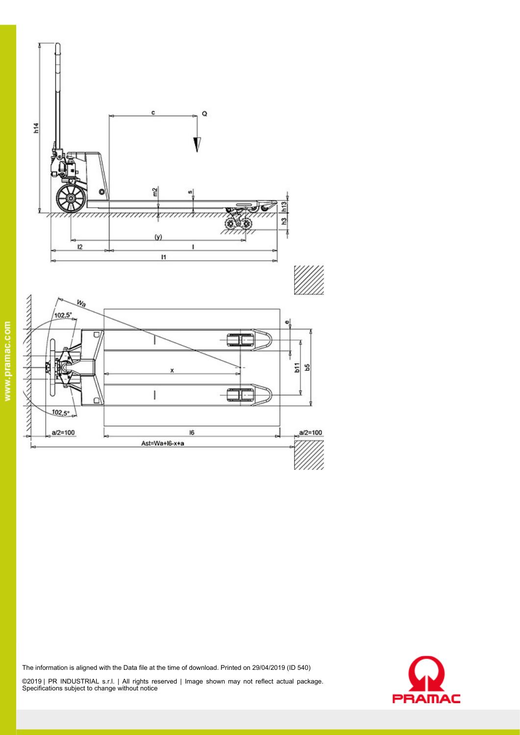h14

c

Q

m2

s

h13

h3

(y)

l2

l

l1

Wa

102,5°

e

x

b11

b5

102,5°

a/2=100

l6

a/2=100

Ast=Wa+l6-x+a

The information is aligned with the Data file at the time of download. Printed on 29/04/2019 (ID 540)

©2019 | PR INDUSTRIAL s.r.l. | All rights reserved | Image shown may not reflect actual package.
Specifications subject to change without notice